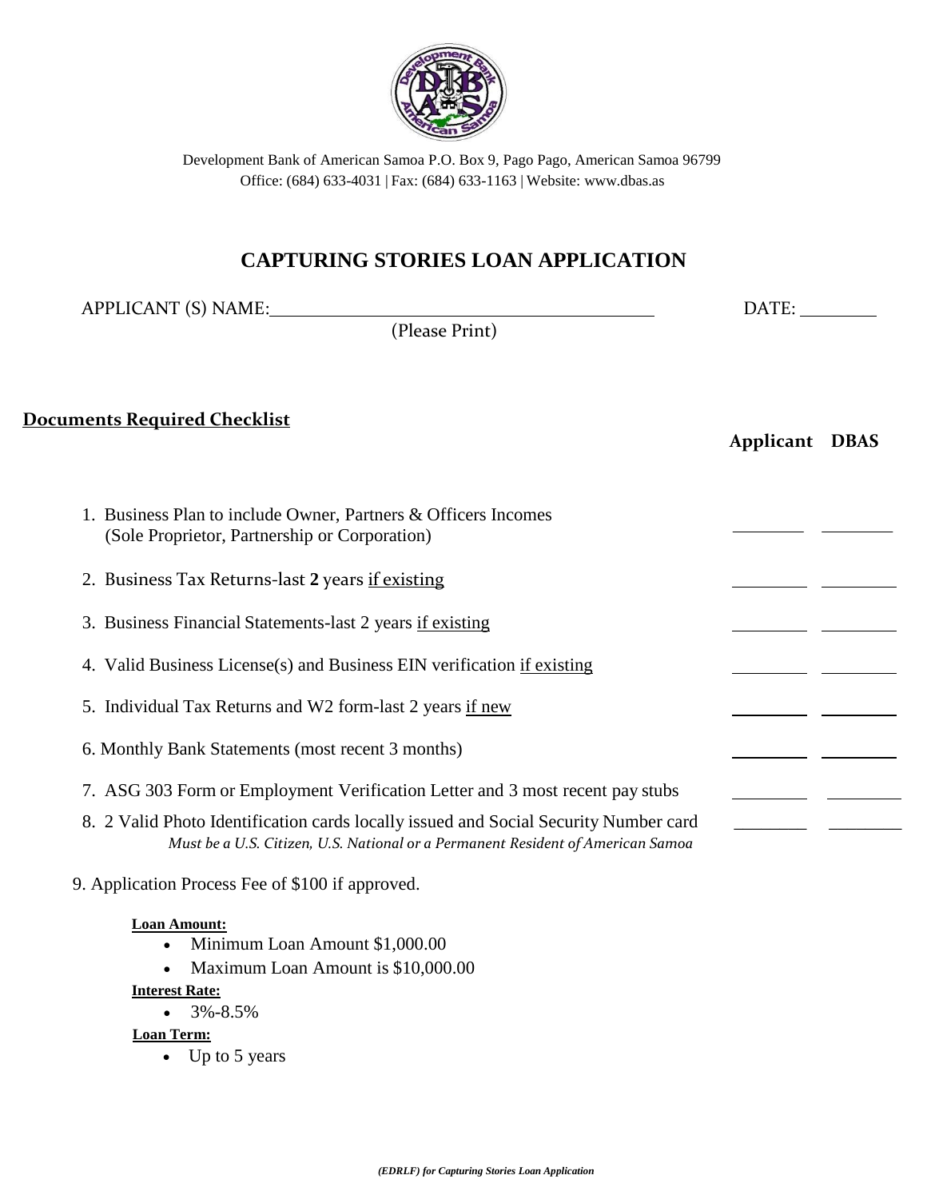Development Bank of American Samoa P.O. Box 9, Pago Pago, American Samoa 96799
Office: (684) 633-4031 | Fax: (684) 633-1163 | Website: www.dbas.as

# CAPTURING STORIES LOAN APPLICATION

APPLICANT (S) NAME:______________________________ DATE: ________
(Please Print)

## Documents Required Checklist

| | Applicant | DBAS |
|---|---|---|
| 1. Business Plan to include Owner, Partners & Officers Incomes (Sole Proprietor, Partnership or Corporation) | ________ | ________ |
| 2. Business Tax Returns-last **2** years if existing | ________ | ________ |
| 3. Business Financial Statements-last 2 years if existing | ________ | ________ |
| 4. Valid Business License(s) and Business EIN verification if existing | ________ | ________ |
| 5. Individual Tax Returns and W2 form-last 2 years if new | ________ | ________ |
| 6. Monthly Bank Statements (most recent 3 months) | ________ | ________ |
| 7. ASG 303 Form or Employment Verification Letter and 3 most recent pay stubs | ________ | ________ |
| 8. 2 Valid Photo Identification cards locally issued and Social Security Number card *Must be a U.S. Citizen, U.S. National or a Permanent Resident of American Samoa* | ________ | ________ |

9. Application Process Fee of $100 if approved.

**Loan Amount:**
- Minimum Loan Amount $1,000.00
- Maximum Loan Amount is $10,000.00

**Interest Rate:**
- 3%-8.5%

**Loan Term:**
- Up to 5 years

*(EDRLF) for Capturing Stories Loan Application*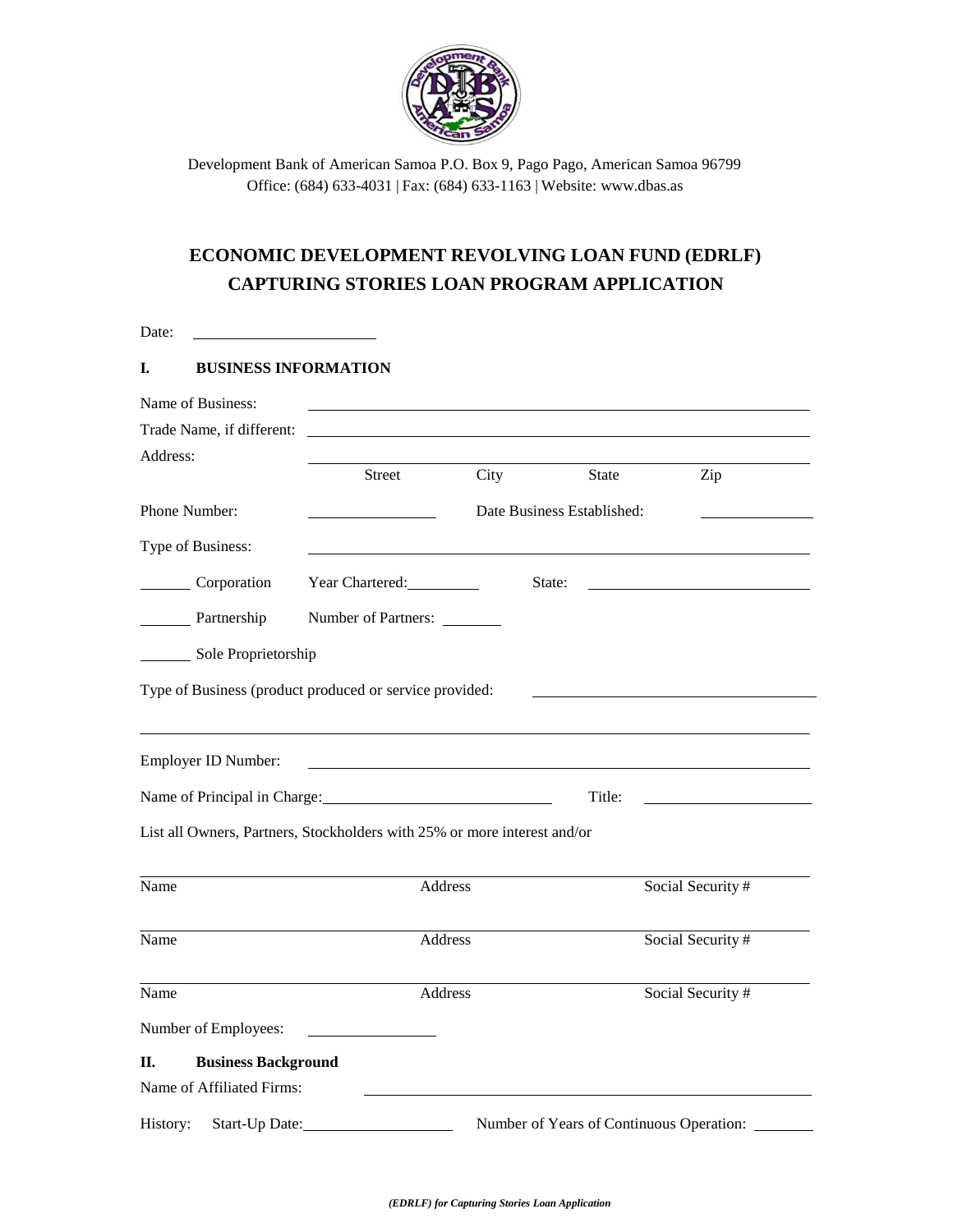Development Bank of American Samoa P.O. Box 9, Pago Pago, American Samoa 96799
Office: (684) 633-4031 | Fax: (684) 633-1163 | Website: www.dbas.as

# ECONOMIC DEVELOPMENT REVOLVING LOAN FUND (EDRLF) CAPTURING STORIES LOAN PROGRAM APPLICATION

Date: ______________________

## I. BUSINESS INFORMATION

Name of Business: ______________________________________________

Trade Name, if different: ______________________________________________

Address: ______________________________________________
Street City State Zip

Phone Number: ______________ Date Business Established: ______________

Type of Business: ______________________________________________

______ Corporation Year Chartered: __________ State: ______________________

______ Partnership Number of Partners: ________

______ Sole Proprietorship

Type of Business (product produced or service provided: ______________________________________________

______________________________________________

Employer ID Number: ______________________________________________

Name of Principal in Charge: ____________________________ Title: ____________________

List all Owners, Partners, Stockholders with 25% or more interest and/or

______________________________________________
Name Address Social Security #

______________________________________________
Name Address Social Security #

______________________________________________
Name Address Social Security #

Number of Employees: ______________

## II. Business Background

Name of Affiliated Firms: ______________________________________________

History: Start-Up Date: __________________ Number of Years of Continuous Operation: ________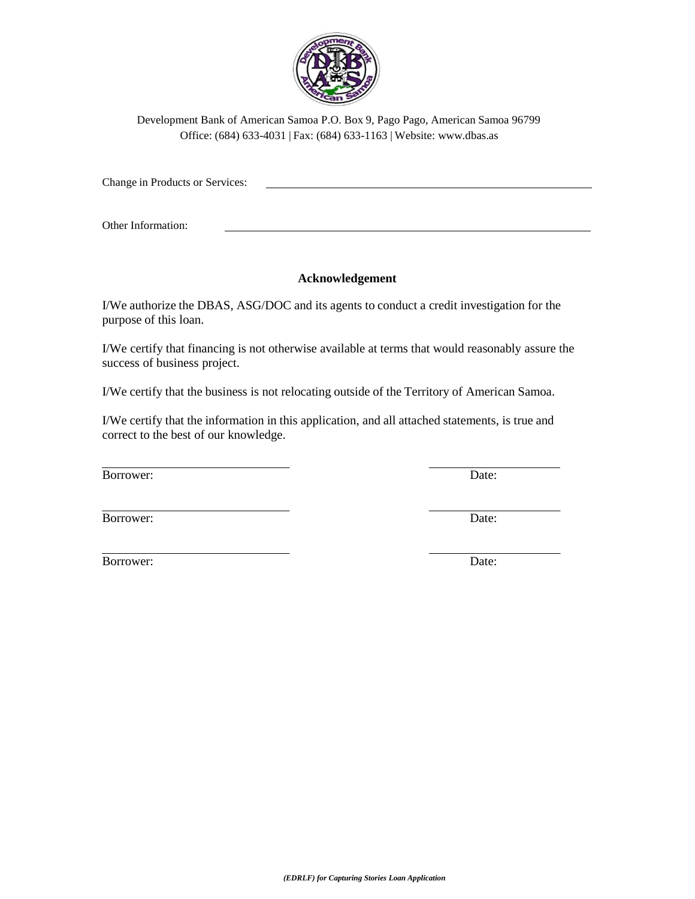Development Bank of American Samoa P.O. Box 9, Pago Pago, American Samoa 96799
Office: (684) 633-4031 | Fax: (684) 633-1163 | Website: www.dbas.as

Change in Products or Services: ______________________________

Other Information: ______________________________

### Acknowledgement

I/We authorize the DBAS, ASG/DOC and its agents to conduct a credit investigation for the purpose of this loan.

I/We certify that financing is not otherwise available at terms that would reasonably assure the success of business project.

I/We certify that the business is not relocating outside of the Territory of American Samoa.

I/We certify that the information in this application, and all attached statements, is true and correct to the best of our knowledge.

______________________________ ______________________
Borrower: Date:

______________________________ ______________________
Borrower: Date:

______________________________ ______________________
Borrower: Date: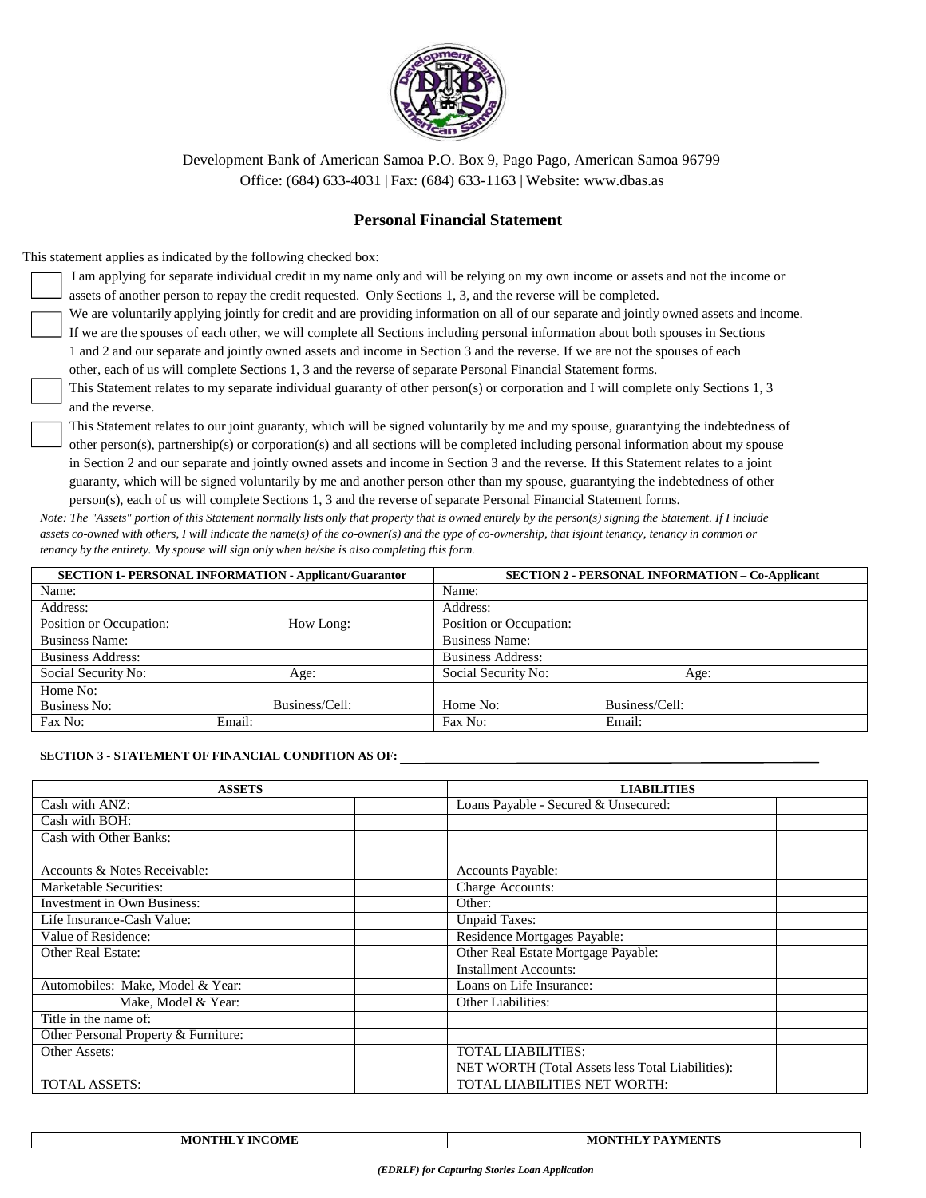Development Bank of American Samoa P.O. Box 9, Pago Pago, American Samoa 96799
Office: (684) 633-4031 | Fax: (684) 633-1163 | Website: www.dbas.as

## Personal Financial Statement

This statement applies as indicated by the following checked box:

☐ I am applying for separate individual credit in my name only and will be relying on my own income or assets and not the income or assets of another person to repay the credit requested. Only Sections 1, 3, and the reverse will be completed.

☐ We are voluntarily applying jointly for credit and are providing information on all of our separate and jointly owned assets and income. If we are the spouses of each other, we will complete all Sections including personal information about both spouses in Sections 1 and 2 and our separate and jointly owned assets and income in Section 3 and the reverse. If we are not the spouses of each other, each of us will complete Sections 1, 3 and the reverse of separate Personal Financial Statement forms.

☐ This Statement relates to my separate individual guaranty of other person(s) or corporation and I will complete only Sections 1, 3 and the reverse.

☐ This Statement relates to our joint guaranty, which will be signed voluntarily by me and my spouse, guarantying the indebtedness of other person(s), partnership(s) or corporation(s) and all sections will be completed including personal information about my spouse in Section 2 and our separate and jointly owned assets and income in Section 3 and the reverse. If this Statement relates to a joint guaranty, which will be signed voluntarily by me and another person other than my spouse, guarantying the indebtedness of other person(s), each of us will complete Sections 1, 3 and the reverse of separate Personal Financial Statement forms.

*Note: The "Assets" portion of this Statement normally lists only that property that is owned entirely by the person(s) signing the Statement. If I include assets co-owned with others, I will indicate the name(s) of the co-owner(s) and the type of co-ownership, that isjoint tenancy, tenancy in common or tenancy by the entirety. My spouse will sign only when he/she is also completing this form.*

| SECTION 1- PERSONAL INFORMATION - Applicant/Guarantor | SECTION 2 - PERSONAL INFORMATION – Co-Applicant |
|---|---|
| Name: | Name: |
| Address: | Address: |
| Position or Occupation: How Long: | Position or Occupation: |
| Business Name: | Business Name: |
| Business Address: | Business Address: |
| Social Security No: Age: | Social Security No: Age: |
| Home No: Business No: Business/Cell: | Home No: Business/Cell: |
| Fax No: Email: | Fax No: Email: |

**SECTION 3 - STATEMENT OF FINANCIAL CONDITION AS OF:** ____________________

| ASSETS | | LIABILITIES | |
|---|---|---|---|
| Cash with ANZ: | | Loans Payable - Secured & Unsecured: | |
| Cash with BOH: | | | |
| Cash with Other Banks: | | | |
| | | | |
| Accounts & Notes Receivable: | | Accounts Payable: | |
| Marketable Securities: | | Charge Accounts: | |
| Investment in Own Business: | | Other: | |
| Life Insurance-Cash Value: | | Unpaid Taxes: | |
| Value of Residence: | | Residence Mortgages Payable: | |
| Other Real Estate: | | Other Real Estate Mortgage Payable: | |
| | | Installment Accounts: | |
| Automobiles: Make, Model & Year: | | Loans on Life Insurance: | |
| Make, Model & Year: | | Other Liabilities: | |
| Title in the name of: | | | |
| Other Personal Property & Furniture: | | | |
| Other Assets: | | TOTAL LIABILITIES: | |
| | | NET WORTH (Total Assets less Total Liabilities): | |
| TOTAL ASSETS: | | TOTAL LIABILITIES NET WORTH: | |

| MONTHLY INCOME | MONTHLY PAYMENTS |
|---|---|

*(EDRLF) for Capturing Stories Loan Application*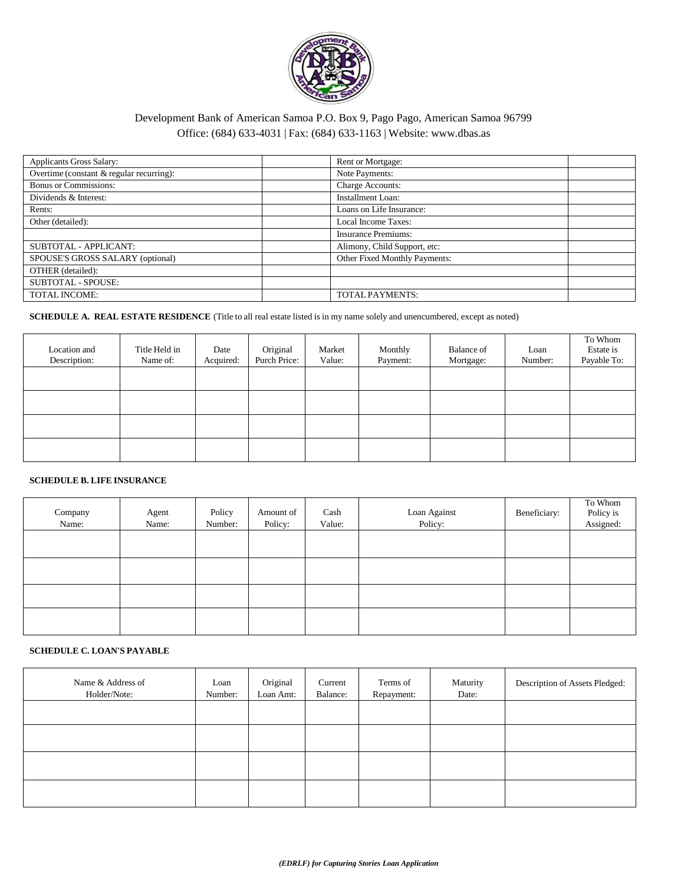Development Bank of American Samoa P.O. Box 9, Pago Pago, American Samoa 96799
Office: (684) 633-4031 | Fax: (684) 633-1163 | Website: www.dbas.as

| | | | |
|---|---|---|---|
| Applicants Gross Salary: | | Rent or Mortgage: | |
| Overtime (constant & regular recurring): | | Note Payments: | |
| Bonus or Commissions: | | Charge Accounts: | |
| Dividends & Interest: | | Installment Loan: | |
| Rents: | | Loans on Life Insurance: | |
| Other (detailed): | | Local Income Taxes: | |
| | | Insurance Premiums: | |
| SUBTOTAL - APPLICANT: | | Alimony, Child Support, etc: | |
| SPOUSE'S GROSS SALARY (optional) | | Other Fixed Monthly Payments: | |
| OTHER (detailed): | | | |
| SUBTOTAL - SPOUSE: | | | |
| TOTAL INCOME: | | TOTAL PAYMENTS: | |

**SCHEDULE A. REAL ESTATE RESIDENCE** (Title to all real estate listed is in my name solely and unencumbered, except as noted)

| Location and Description: | Title Held in Name of: | Date Acquired: | Original Purch Price: | Market Value: | Monthly Payment: | Balance of Mortgage: | Loan Number: | To Whom Estate is Payable To: |
|---|---|---|---|---|---|---|---|---|
| | | | | | | | | |
| | | | | | | | | |
| | | | | | | | | |
| | | | | | | | | |

**SCHEDULE B. LIFE INSURANCE**

| Company Name: | Agent Name: | Policy Number: | Amount of Policy: | Cash Value: | Loan Against Policy: | Beneficiary: | To Whom Policy is Assigned: |
|---|---|---|---|---|---|---|---|
| | | | | | | | |
| | | | | | | | |
| | | | | | | | |
| | | | | | | | |

**SCHEDULE C. LOAN'S PAYABLE**

| Name & Address of Holder/Note: | Loan Number: | Original Loan Amt: | Current Balance: | Terms of Repayment: | Maturity Date: | Description of Assets Pledged: |
|---|---|---|---|---|---|---|
| | | | | | | |
| | | | | | | |
| | | | | | | |
| | | | | | | |

***(EDRLF) for Capturing Stories Loan Application***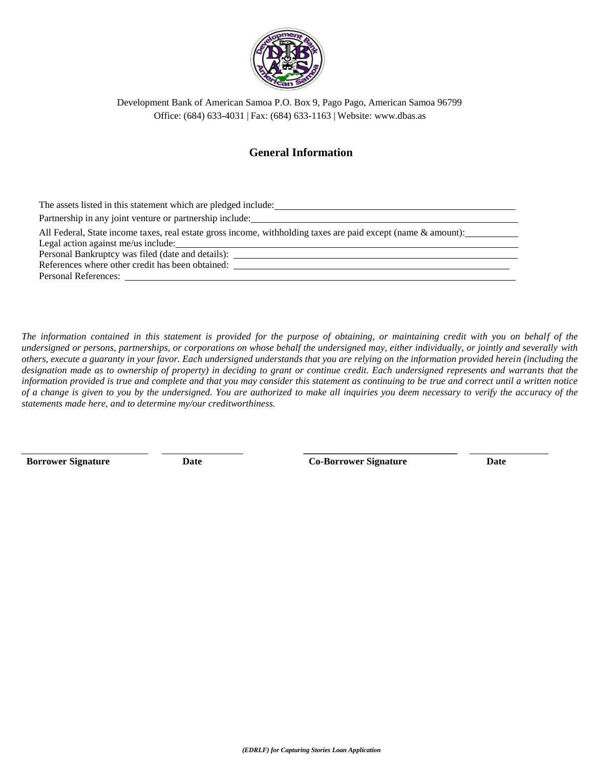Development Bank of American Samoa P.O. Box 9, Pago Pago, American Samoa 96799
Office: (684) 633-4031 | Fax: (684) 633-1163 | Website: www.dbas.as

## General Information

The assets listed in this statement which are pledged include: ____________________

Partnership in any joint venture or partnership include: ____________________

All Federal, State income taxes, real estate gross income, withholding taxes are paid except (name & amount): ____________________

Legal action against me/us include: ____________________

Personal Bankruptcy was filed (date and details): ____________________

References where other credit has been obtained: ____________________

Personal References: ____________________

*The information contained in this statement is provided for the purpose of obtaining, or maintaining credit with you on behalf of the undersigned or persons, partnerships, or corporations on whose behalf the undersigned may, either individually, or jointly and severally with others, execute a guaranty in your favor. Each undersigned understands that you are relying on the information provided herein (including the designation made as to ownership of property) in deciding to grant or continue credit. Each undersigned represents and warrants that the information provided is true and complete and that you may consider this statement as continuing to be true and correct until a written notice of a change is given to you by the undersigned. You are authorized to make all inquiries you deem necessary to verify the accuracy of the statements made here, and to determine my/our creditworthiness.*

| | | | |
|---|---|---|---|
| ____________________ | ____________ | ____________________ | ____________ |
| **Borrower Signature** | **Date** | **Co-Borrower Signature** | **Date** |

***(EDRLF) for Capturing Stories Loan Application***